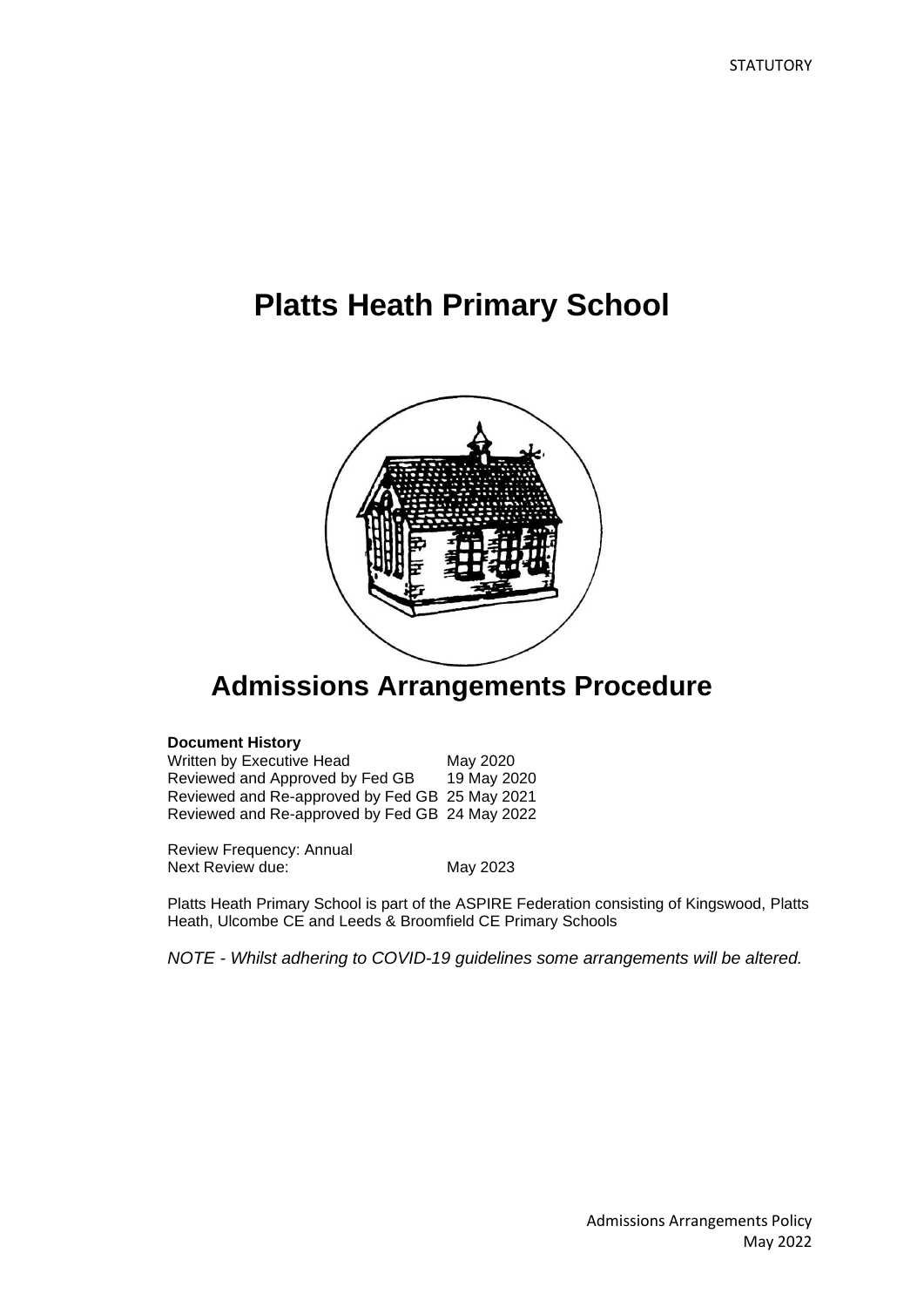STATUTORY

# Platts Heath Primary School

# Admissions Arrangements Procedure

**Document History**

| | |
|---|---|
| Written by Executive Head | May 2020 |
| Reviewed and Approved by Fed GB | 19 May 2020 |
| Reviewed and Re-approved by Fed GB | 25 May 2021 |
| Reviewed and Re-approved by Fed GB | 24 May 2022 |

Review Frequency: Annual
Next Review due: May 2023

Platts Heath Primary School is part of the ASPIRE Federation consisting of Kingswood, Platts Heath, Ulcombe CE and Leeds & Broomfield CE Primary Schools

*NOTE - Whilst adhering to COVID-19 guidelines some arrangements will be altered.*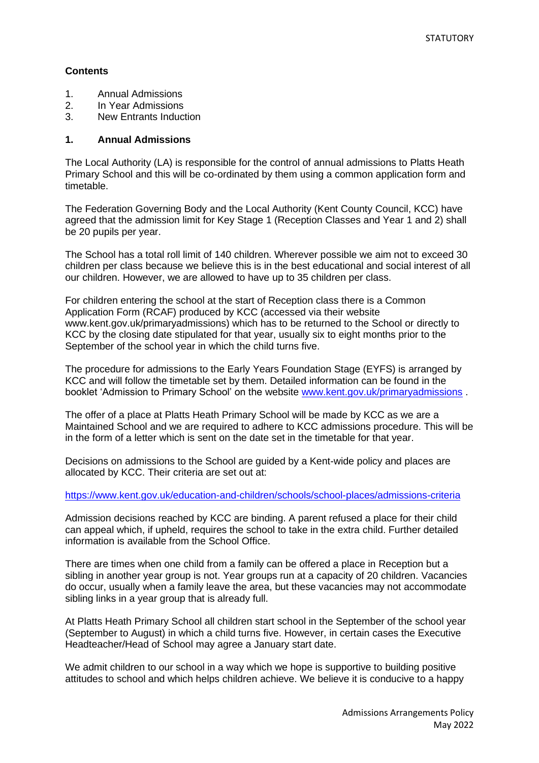### Contents

1. Annual Admissions
2. In Year Admissions
3. New Entrants Induction

### 1. Annual Admissions

The Local Authority (LA) is responsible for the control of annual admissions to Platts Heath Primary School and this will be co-ordinated by them using a common application form and timetable.

The Federation Governing Body and the Local Authority (Kent County Council, KCC) have agreed that the admission limit for Key Stage 1 (Reception Classes and Year 1 and 2) shall be 20 pupils per year.

The School has a total roll limit of 140 children. Wherever possible we aim not to exceed 30 children per class because we believe this is in the best educational and social interest of all our children. However, we are allowed to have up to 35 children per class.

For children entering the school at the start of Reception class there is a Common Application Form (RCAF) produced by KCC (accessed via their website www.kent.gov.uk/primaryadmissions) which has to be returned to the School or directly to KCC by the closing date stipulated for that year, usually six to eight months prior to the September of the school year in which the child turns five.

The procedure for admissions to the Early Years Foundation Stage (EYFS) is arranged by KCC and will follow the timetable set by them. Detailed information can be found in the booklet 'Admission to Primary School' on the website [www.kent.gov.uk/primaryadmissions](www.kent.gov.uk/primaryadmissions) .

The offer of a place at Platts Heath Primary School will be made by KCC as we are a Maintained School and we are required to adhere to KCC admissions procedure. This will be in the form of a letter which is sent on the date set in the timetable for that year.

Decisions on admissions to the School are guided by a Kent-wide policy and places are allocated by KCC. Their criteria are set out at:

[https://www.kent.gov.uk/education-and-children/schools/school-places/admissions-criteria](https://www.kent.gov.uk/education-and-children/schools/school-places/admissions-criteria)

Admission decisions reached by KCC are binding. A parent refused a place for their child can appeal which, if upheld, requires the school to take in the extra child. Further detailed information is available from the School Office.

There are times when one child from a family can be offered a place in Reception but a sibling in another year group is not. Year groups run at a capacity of 20 children. Vacancies do occur, usually when a family leave the area, but these vacancies may not accommodate sibling links in a year group that is already full.

At Platts Heath Primary School all children start school in the September of the school year (September to August) in which a child turns five. However, in certain cases the Executive Headteacher/Head of School may agree a January start date.

We admit children to our school in a way which we hope is supportive to building positive attitudes to school and which helps children achieve. We believe it is conducive to a happy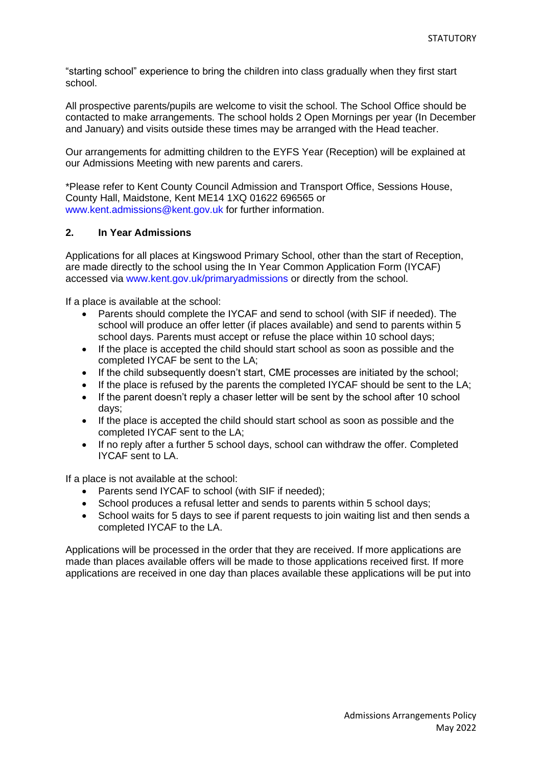"starting school" experience to bring the children into class gradually when they first start school.

All prospective parents/pupils are welcome to visit the school. The School Office should be contacted to make arrangements. The school holds 2 Open Mornings per year (In December and January) and visits outside these times may be arranged with the Head teacher.

Our arrangements for admitting children to the EYFS Year (Reception) will be explained at our Admissions Meeting with new parents and carers.

*Please refer to Kent County Council Admission and Transport Office, Sessions House, County Hall, Maidstone, Kent ME14 1XQ 01622 696565 or www.kent.admissions@kent.gov.uk for further information.

## 2. In Year Admissions

Applications for all places at Kingswood Primary School, other than the start of Reception, are made directly to the school using the In Year Common Application Form (IYCAF) accessed via www.kent.gov.uk/primaryadmissions or directly from the school.

If a place is available at the school:

- Parents should complete the IYCAF and send to school (with SIF if needed). The school will produce an offer letter (if places available) and send to parents within 5 school days. Parents must accept or refuse the place within 10 school days;
- If the place is accepted the child should start school as soon as possible and the completed IYCAF be sent to the LA;
- If the child subsequently doesn't start, CME processes are initiated by the school;
- If the place is refused by the parents the completed IYCAF should be sent to the LA;
- If the parent doesn't reply a chaser letter will be sent by the school after 10 school days;
- If the place is accepted the child should start school as soon as possible and the completed IYCAF sent to the LA;
- If no reply after a further 5 school days, school can withdraw the offer. Completed IYCAF sent to LA.

If a place is not available at the school:

- Parents send IYCAF to school (with SIF if needed);
- School produces a refusal letter and sends to parents within 5 school days;
- School waits for 5 days to see if parent requests to join waiting list and then sends a completed IYCAF to the LA.

Applications will be processed in the order that they are received. If more applications are made than places available offers will be made to those applications received first. If more applications are received in one day than places available these applications will be put into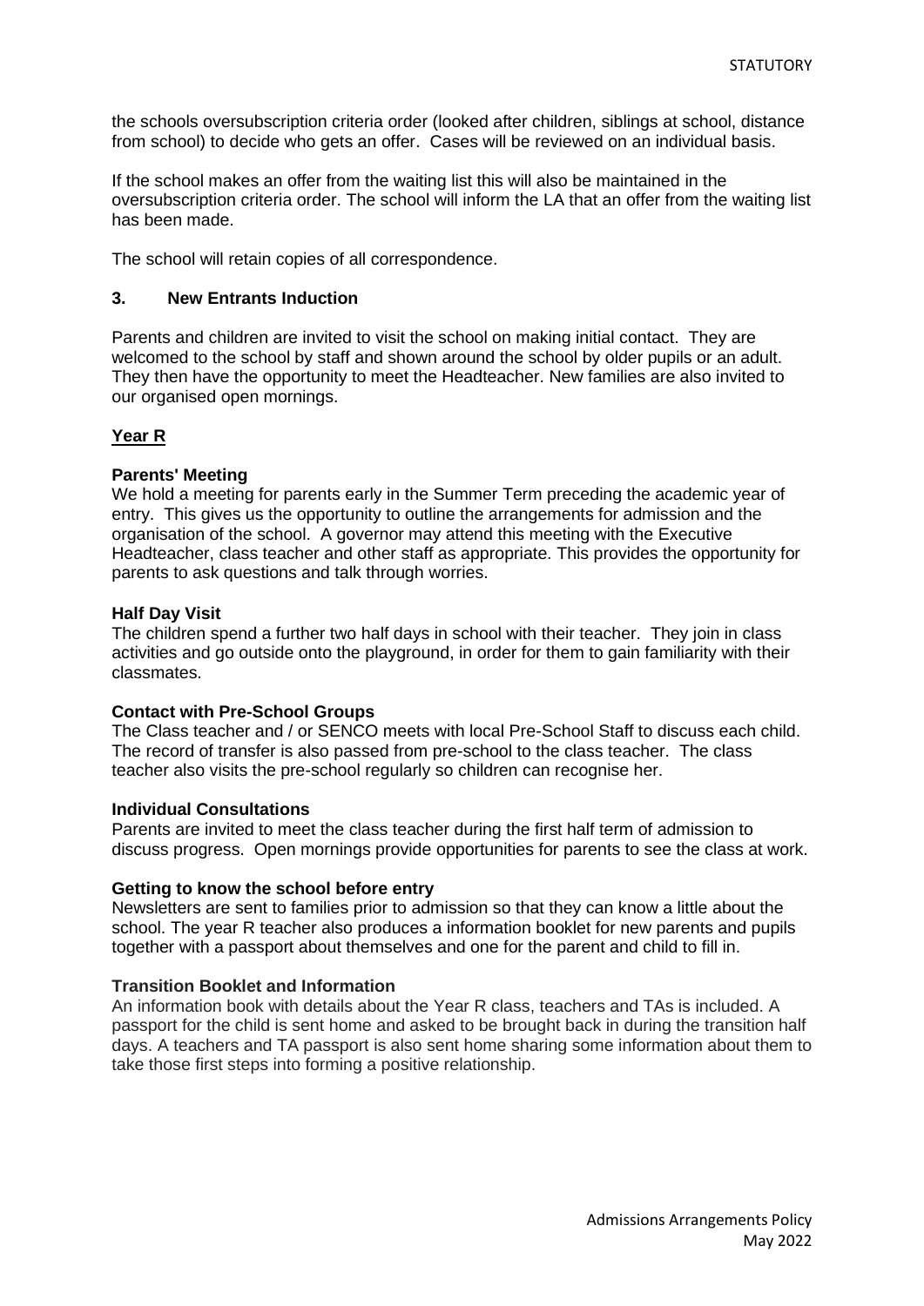the schools oversubscription criteria order (looked after children, siblings at school, distance from school) to decide who gets an offer. Cases will be reviewed on an individual basis.

If the school makes an offer from the waiting list this will also be maintained in the oversubscription criteria order. The school will inform the LA that an offer from the waiting list has been made.

The school will retain copies of all correspondence.

## 3. New Entrants Induction

Parents and children are invited to visit the school on making initial contact. They are welcomed to the school by staff and shown around the school by older pupils or an adult. They then have the opportunity to meet the Headteacher. New families are also invited to our organised open mornings.

### Year R

**Parents' Meeting**
We hold a meeting for parents early in the Summer Term preceding the academic year of entry. This gives us the opportunity to outline the arrangements for admission and the organisation of the school. A governor may attend this meeting with the Executive Headteacher, class teacher and other staff as appropriate. This provides the opportunity for parents to ask questions and talk through worries.

**Half Day Visit**
The children spend a further two half days in school with their teacher. They join in class activities and go outside onto the playground, in order for them to gain familiarity with their classmates.

**Contact with Pre-School Groups**
The Class teacher and / or SENCO meets with local Pre-School Staff to discuss each child. The record of transfer is also passed from pre-school to the class teacher. The class teacher also visits the pre-school regularly so children can recognise her.

**Individual Consultations**
Parents are invited to meet the class teacher during the first half term of admission to discuss progress. Open mornings provide opportunities for parents to see the class at work.

**Getting to know the school before entry**
Newsletters are sent to families prior to admission so that they can know a little about the school. The year R teacher also produces a information booklet for new parents and pupils together with a passport about themselves and one for the parent and child to fill in.

**Transition Booklet and Information**
An information book with details about the Year R class, teachers and TAs is included. A passport for the child is sent home and asked to be brought back in during the transition half days. A teachers and TA passport is also sent home sharing some information about them to take those first steps into forming a positive relationship.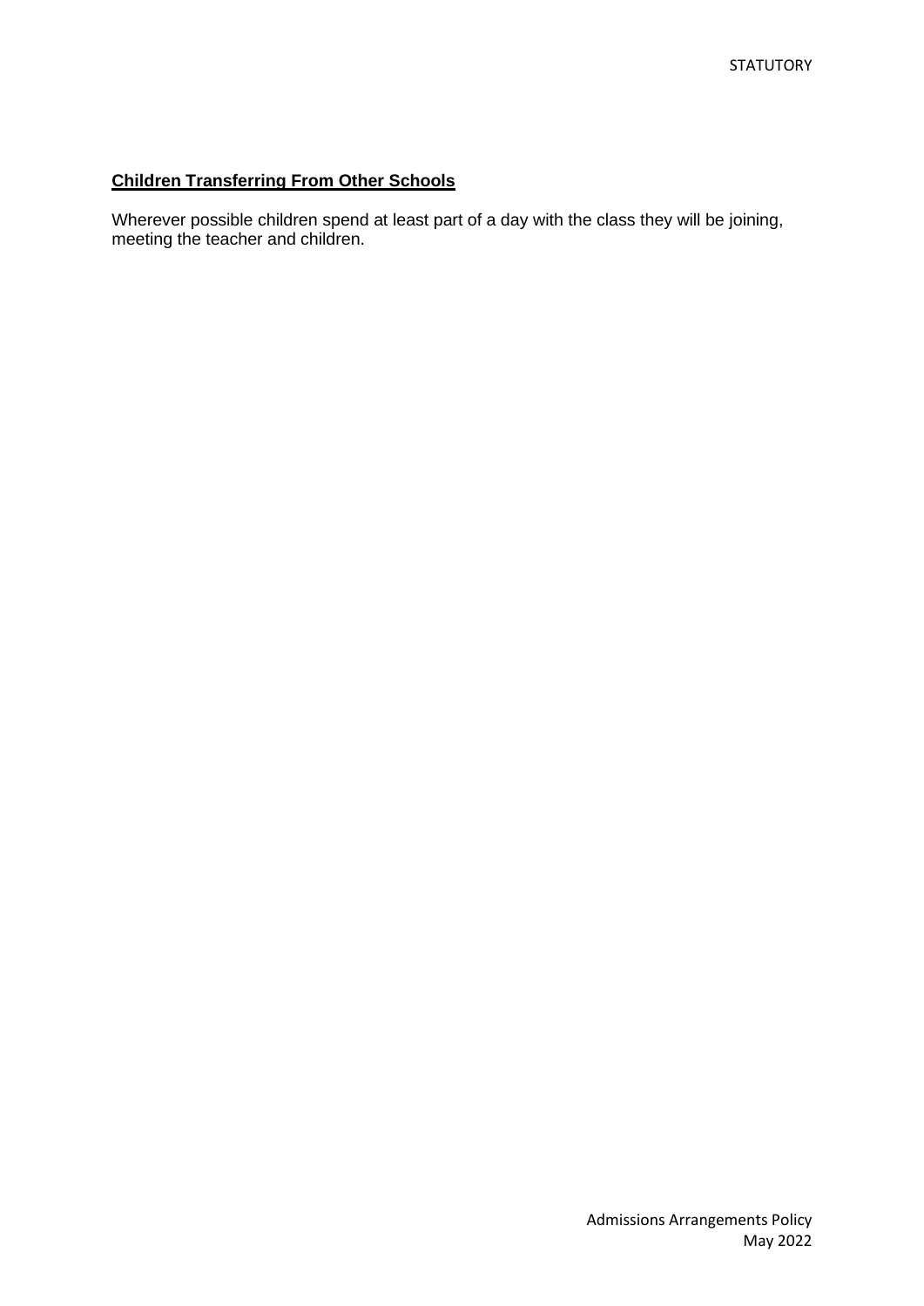**Children Transferring From Other Schools**

Wherever possible children spend at least part of a day with the class they will be joining, meeting the teacher and children.